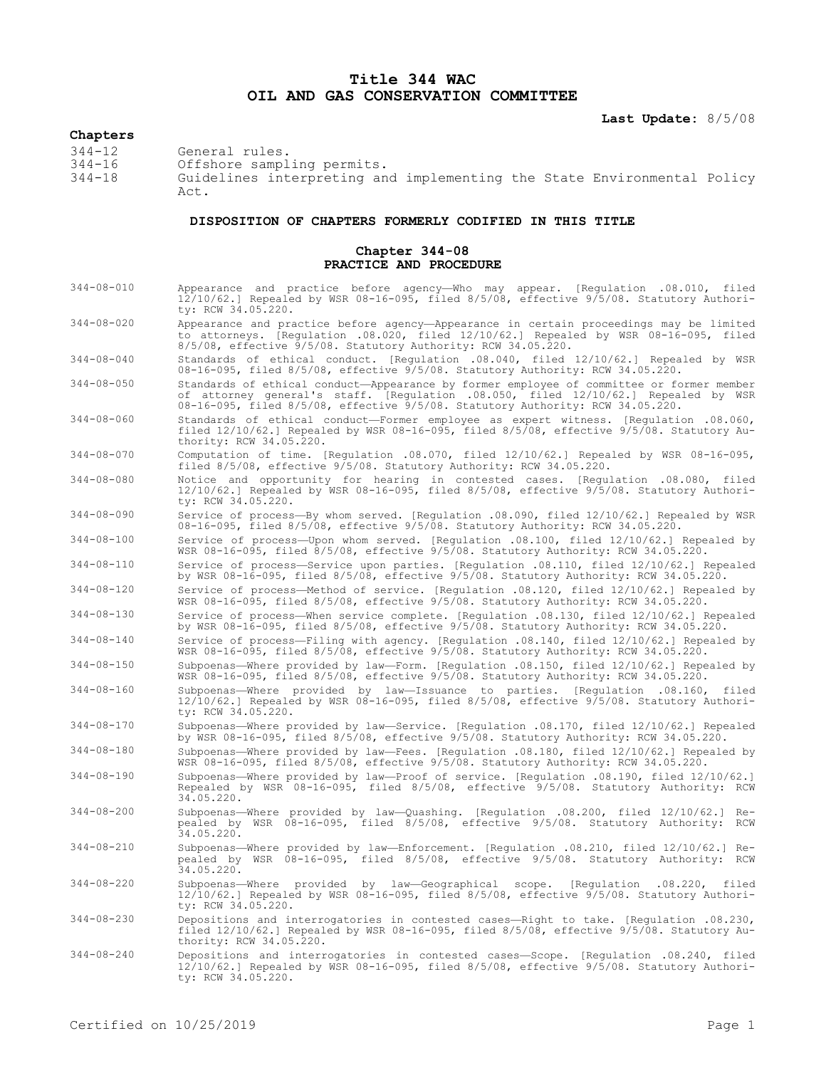# Title 344 WAC
# OIL AND GAS CONSERVATION COMMITTEE

**Last Update:** 8/5/08

**Chapters**

| | |
|---|---|
| 344-12 | General rules. |
| 344-16 | Offshore sampling permits. |
| 344-18 | Guidelines interpreting and implementing the State Environmental Policy Act. |

## DISPOSITION OF CHAPTERS FORMERLY CODIFIED IN THIS TITLE

### Chapter 344-08
### PRACTICE AND PROCEDURE

| | |
|---|---|
| 344-08-010 | Appearance and practice before agency—Who may appear. [Regulation .08.010, filed 12/10/62.] Repealed by WSR 08-16-095, filed 8/5/08, effective 9/5/08. Statutory Authority: RCW 34.05.220. |
| 344-08-020 | Appearance and practice before agency—Appearance in certain proceedings may be limited to attorneys. [Regulation .08.020, filed 12/10/62.] Repealed by WSR 08-16-095, filed 8/5/08, effective 9/5/08. Statutory Authority: RCW 34.05.220. |
| 344-08-040 | Standards of ethical conduct. [Regulation .08.040, filed 12/10/62.] Repealed by WSR 08-16-095, filed 8/5/08, effective 9/5/08. Statutory Authority: RCW 34.05.220. |
| 344-08-050 | Standards of ethical conduct—Appearance by former employee of committee or former member of attorney general's staff. [Regulation .08.050, filed 12/10/62.] Repealed by WSR 08-16-095, filed 8/5/08, effective 9/5/08. Statutory Authority: RCW 34.05.220. |
| 344-08-060 | Standards of ethical conduct—Former employee as expert witness. [Regulation .08.060, filed 12/10/62.] Repealed by WSR 08-16-095, filed 8/5/08, effective 9/5/08. Statutory Authority: RCW 34.05.220. |
| 344-08-070 | Computation of time. [Regulation .08.070, filed 12/10/62.] Repealed by WSR 08-16-095, filed 8/5/08, effective 9/5/08. Statutory Authority: RCW 34.05.220. |
| 344-08-080 | Notice and opportunity for hearing in contested cases. [Regulation .08.080, filed 12/10/62.] Repealed by WSR 08-16-095, filed 8/5/08, effective 9/5/08. Statutory Authority: RCW 34.05.220. |
| 344-08-090 | Service of process—By whom served. [Regulation .08.090, filed 12/10/62.] Repealed by WSR 08-16-095, filed 8/5/08, effective 9/5/08. Statutory Authority: RCW 34.05.220. |
| 344-08-100 | Service of process—Upon whom served. [Regulation .08.100, filed 12/10/62.] Repealed by WSR 08-16-095, filed 8/5/08, effective 9/5/08. Statutory Authority: RCW 34.05.220. |
| 344-08-110 | Service of process—Service upon parties. [Regulation .08.110, filed 12/10/62.] Repealed by WSR 08-16-095, filed 8/5/08, effective 9/5/08. Statutory Authority: RCW 34.05.220. |
| 344-08-120 | Service of process—Method of service. [Regulation .08.120, filed 12/10/62.] Repealed by WSR 08-16-095, filed 8/5/08, effective 9/5/08. Statutory Authority: RCW 34.05.220. |
| 344-08-130 | Service of process—When service complete. [Regulation .08.130, filed 12/10/62.] Repealed by WSR 08-16-095, filed 8/5/08, effective 9/5/08. Statutory Authority: RCW 34.05.220. |
| 344-08-140 | Service of process—Filing with agency. [Regulation .08.140, filed 12/10/62.] Repealed by WSR 08-16-095, filed 8/5/08, effective 9/5/08. Statutory Authority: RCW 34.05.220. |
| 344-08-150 | Subpoenas—Where provided by law—Form. [Regulation .08.150, filed 12/10/62.] Repealed by WSR 08-16-095, filed 8/5/08, effective 9/5/08. Statutory Authority: RCW 34.05.220. |
| 344-08-160 | Subpoenas—Where provided by law—Issuance to parties. [Regulation .08.160, filed 12/10/62.] Repealed by WSR 08-16-095, filed 8/5/08, effective 9/5/08. Statutory Authority: RCW 34.05.220. |
| 344-08-170 | Subpoenas—Where provided by law—Service. [Regulation .08.170, filed 12/10/62.] Repealed by WSR 08-16-095, filed 8/5/08, effective 9/5/08. Statutory Authority: RCW 34.05.220. |
| 344-08-180 | Subpoenas—Where provided by law—Fees. [Regulation .08.180, filed 12/10/62.] Repealed by WSR 08-16-095, filed 8/5/08, effective 9/5/08. Statutory Authority: RCW 34.05.220. |
| 344-08-190 | Subpoenas—Where provided by law—Proof of service. [Regulation .08.190, filed 12/10/62.] Repealed by WSR 08-16-095, filed 8/5/08, effective 9/5/08. Statutory Authority: RCW 34.05.220. |
| 344-08-200 | Subpoenas—Where provided by law—Quashing. [Regulation .08.200, filed 12/10/62.] Repealed by WSR 08-16-095, filed 8/5/08, effective 9/5/08. Statutory Authority: RCW 34.05.220. |
| 344-08-210 | Subpoenas—Where provided by law—Enforcement. [Regulation .08.210, filed 12/10/62.] Repealed by WSR 08-16-095, filed 8/5/08, effective 9/5/08. Statutory Authority: RCW 34.05.220. |
| 344-08-220 | Subpoenas—Where provided by law—Geographical scope. [Regulation .08.220, filed 12/10/62.] Repealed by WSR 08-16-095, filed 8/5/08, effective 9/5/08. Statutory Authority: RCW 34.05.220. |
| 344-08-230 | Depositions and interrogatories in contested cases—Right to take. [Regulation .08.230, filed 12/10/62.] Repealed by WSR 08-16-095, filed 8/5/08, effective 9/5/08. Statutory Authority: RCW 34.05.220. |
| 344-08-240 | Depositions and interrogatories in contested cases—Scope. [Regulation .08.240, filed 12/10/62.] Repealed by WSR 08-16-095, filed 8/5/08, effective 9/5/08. Statutory Authority: RCW 34.05.220. |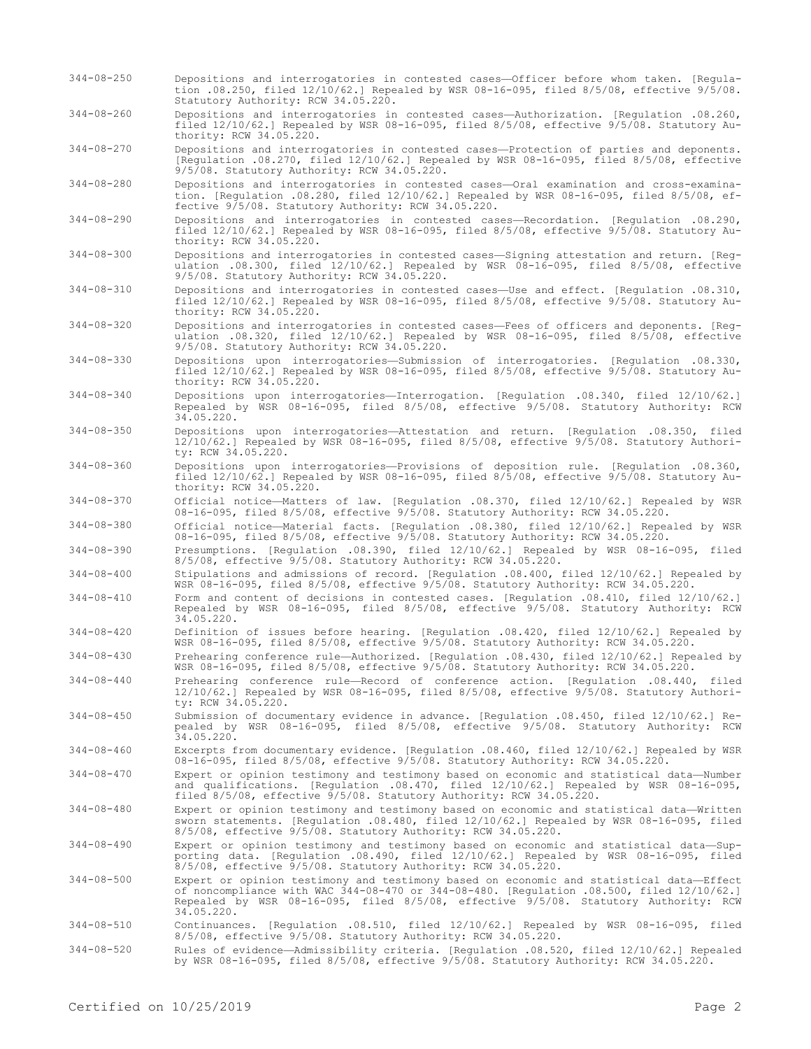344-08-250 Depositions and interrogatories in contested cases—Officer before whom taken. [Regulation .08.250, filed 12/10/62.] Repealed by WSR 08-16-095, filed 8/5/08, effective 9/5/08. Statutory Authority: RCW 34.05.220.

344-08-260 Depositions and interrogatories in contested cases—Authorization. [Regulation .08.260, filed 12/10/62.] Repealed by WSR 08-16-095, filed 8/5/08, effective 9/5/08. Statutory Authority: RCW 34.05.220.

344-08-270 Depositions and interrogatories in contested cases—Protection of parties and deponents. [Regulation .08.270, filed 12/10/62.] Repealed by WSR 08-16-095, filed 8/5/08, effective 9/5/08. Statutory Authority: RCW 34.05.220.

344-08-280 Depositions and interrogatories in contested cases—Oral examination and cross-examination. [Regulation .08.280, filed 12/10/62.] Repealed by WSR 08-16-095, filed 8/5/08, effective 9/5/08. Statutory Authority: RCW 34.05.220.

344-08-290 Depositions and interrogatories in contested cases—Recordation. [Regulation .08.290, filed 12/10/62.] Repealed by WSR 08-16-095, filed 8/5/08, effective 9/5/08. Statutory Authority: RCW 34.05.220.

344-08-300 Depositions and interrogatories in contested cases—Signing attestation and return. [Regulation .08.300, filed 12/10/62.] Repealed by WSR 08-16-095, filed 8/5/08, effective 9/5/08. Statutory Authority: RCW 34.05.220.

344-08-310 Depositions and interrogatories in contested cases—Use and effect. [Regulation .08.310, filed 12/10/62.] Repealed by WSR 08-16-095, filed 8/5/08, effective 9/5/08. Statutory Authority: RCW 34.05.220.

344-08-320 Depositions and interrogatories in contested cases—Fees of officers and deponents. [Regulation .08.320, filed 12/10/62.] Repealed by WSR 08-16-095, filed 8/5/08, effective 9/5/08. Statutory Authority: RCW 34.05.220.

344-08-330 Depositions upon interrogatories—Submission of interrogatories. [Regulation .08.330, filed 12/10/62.] Repealed by WSR 08-16-095, filed 8/5/08, effective 9/5/08. Statutory Authority: RCW 34.05.220.

344-08-340 Depositions upon interrogatories—Interrogation. [Regulation .08.340, filed 12/10/62.] Repealed by WSR 08-16-095, filed 8/5/08, effective 9/5/08. Statutory Authority: RCW 34.05.220.

344-08-350 Depositions upon interrogatories—Attestation and return. [Regulation .08.350, filed 12/10/62.] Repealed by WSR 08-16-095, filed 8/5/08, effective 9/5/08. Statutory Authority: RCW 34.05.220.

344-08-360 Depositions upon interrogatories—Provisions of deposition rule. [Regulation .08.360, filed 12/10/62.] Repealed by WSR 08-16-095, filed 8/5/08, effective 9/5/08. Statutory Authority: RCW 34.05.220.

344-08-370 Official notice—Matters of law. [Regulation .08.370, filed 12/10/62.] Repealed by WSR 08-16-095, filed 8/5/08, effective 9/5/08. Statutory Authority: RCW 34.05.220.

344-08-380 Official notice—Material facts. [Regulation .08.380, filed 12/10/62.] Repealed by WSR 08-16-095, filed 8/5/08, effective 9/5/08. Statutory Authority: RCW 34.05.220.

344-08-390 Presumptions. [Regulation .08.390, filed 12/10/62.] Repealed by WSR 08-16-095, filed 8/5/08, effective 9/5/08. Statutory Authority: RCW 34.05.220.

344-08-400 Stipulations and admissions of record. [Regulation .08.400, filed 12/10/62.] Repealed by WSR 08-16-095, filed 8/5/08, effective 9/5/08. Statutory Authority: RCW 34.05.220.

344-08-410 Form and content of decisions in contested cases. [Regulation .08.410, filed 12/10/62.] Repealed by WSR 08-16-095, filed 8/5/08, effective 9/5/08. Statutory Authority: RCW 34.05.220.

344-08-420 Definition of issues before hearing. [Regulation .08.420, filed 12/10/62.] Repealed by WSR 08-16-095, filed 8/5/08, effective 9/5/08. Statutory Authority: RCW 34.05.220.

344-08-430 Prehearing conference rule—Authorized. [Regulation .08.430, filed 12/10/62.] Repealed by WSR 08-16-095, filed 8/5/08, effective 9/5/08. Statutory Authority: RCW 34.05.220.

344-08-440 Prehearing conference rule—Record of conference action. [Regulation .08.440, filed 12/10/62.] Repealed by WSR 08-16-095, filed 8/5/08, effective 9/5/08. Statutory Authority: RCW 34.05.220.

344-08-450 Submission of documentary evidence in advance. [Regulation .08.450, filed 12/10/62.] Repealed by WSR 08-16-095, filed 8/5/08, effective 9/5/08. Statutory Authority: RCW 34.05.220.

344-08-460 Excerpts from documentary evidence. [Regulation .08.460, filed 12/10/62.] Repealed by WSR 08-16-095, filed 8/5/08, effective 9/5/08. Statutory Authority: RCW 34.05.220.

344-08-470 Expert or opinion testimony and testimony based on economic and statistical data—Number and qualifications. [Regulation .08.470, filed 12/10/62.] Repealed by WSR 08-16-095, filed 8/5/08, effective 9/5/08. Statutory Authority: RCW 34.05.220.

344-08-480 Expert or opinion testimony and testimony based on economic and statistical data—Written sworn statements. [Regulation .08.480, filed 12/10/62.] Repealed by WSR 08-16-095, filed 8/5/08, effective 9/5/08. Statutory Authority: RCW 34.05.220.

344-08-490 Expert or opinion testimony and testimony based on economic and statistical data—Supporting data. [Regulation .08.490, filed 12/10/62.] Repealed by WSR 08-16-095, filed 8/5/08, effective 9/5/08. Statutory Authority: RCW 34.05.220.

344-08-500 Expert or opinion testimony and testimony based on economic and statistical data—Effect of noncompliance with WAC 344-08-470 or 344-08-480. [Regulation .08.500, filed 12/10/62.] Repealed by WSR 08-16-095, filed 8/5/08, effective 9/5/08. Statutory Authority: RCW 34.05.220.

344-08-510 Continuances. [Regulation .08.510, filed 12/10/62.] Repealed by WSR 08-16-095, filed 8/5/08, effective 9/5/08. Statutory Authority: RCW 34.05.220.

344-08-520 Rules of evidence—Admissibility criteria. [Regulation .08.520, filed 12/10/62.] Repealed by WSR 08-16-095, filed 8/5/08, effective 9/5/08. Statutory Authority: RCW 34.05.220.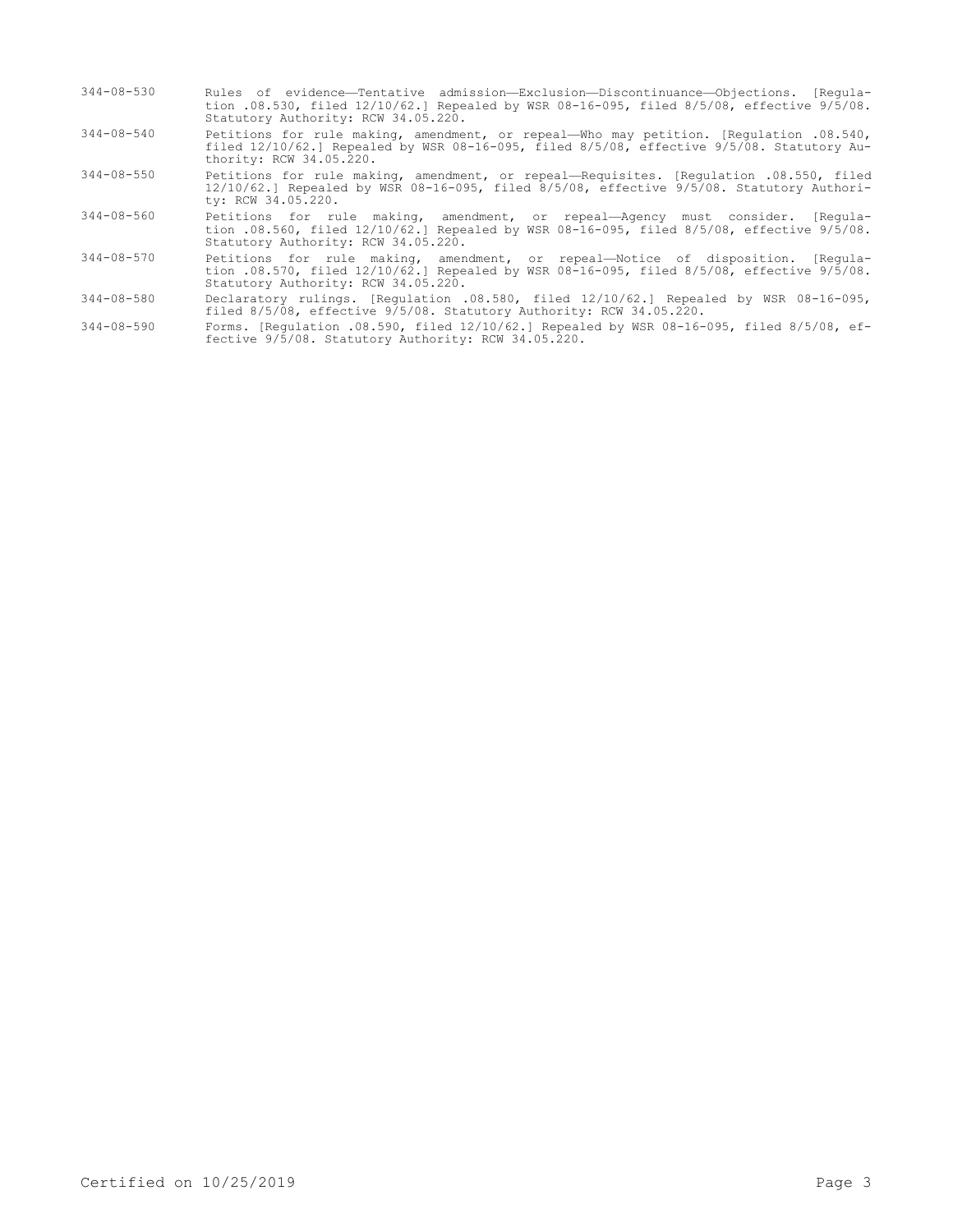| | |
|---|---|
| 344-08-530 | Rules of evidence—Tentative admission—Exclusion—Discontinuance—Objections. [Regulation .08.530, filed 12/10/62.] Repealed by WSR 08-16-095, filed 8/5/08, effective 9/5/08. Statutory Authority: RCW 34.05.220. |
| 344-08-540 | Petitions for rule making, amendment, or repeal—Who may petition. [Regulation .08.540, filed 12/10/62.] Repealed by WSR 08-16-095, filed 8/5/08, effective 9/5/08. Statutory Authority: RCW 34.05.220. |
| 344-08-550 | Petitions for rule making, amendment, or repeal—Requisites. [Regulation .08.550, filed 12/10/62.] Repealed by WSR 08-16-095, filed 8/5/08, effective 9/5/08. Statutory Authority: RCW 34.05.220. |
| 344-08-560 | Petitions for rule making, amendment, or repeal—Agency must consider. [Regulation .08.560, filed 12/10/62.] Repealed by WSR 08-16-095, filed 8/5/08, effective 9/5/08. Statutory Authority: RCW 34.05.220. |
| 344-08-570 | Petitions for rule making, amendment, or repeal—Notice of disposition. [Regulation .08.570, filed 12/10/62.] Repealed by WSR 08-16-095, filed 8/5/08, effective 9/5/08. Statutory Authority: RCW 34.05.220. |
| 344-08-580 | Declaratory rulings. [Regulation .08.580, filed 12/10/62.] Repealed by WSR 08-16-095, filed 8/5/08, effective 9/5/08. Statutory Authority: RCW 34.05.220. |
| 344-08-590 | Forms. [Regulation .08.590, filed 12/10/62.] Repealed by WSR 08-16-095, filed 8/5/08, effective 9/5/08. Statutory Authority: RCW 34.05.220. |